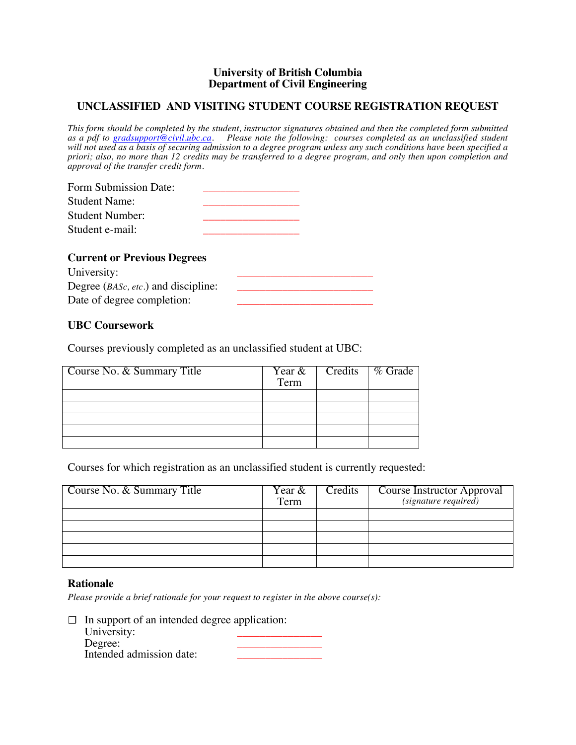**University of British Columbia**
**Department of Civil Engineering**

## UNCLASSIFIED AND VISITING STUDENT COURSE REGISTRATION REQUEST

*This form should be completed by the student, instructor signatures obtained and then the completed form submitted as a pdf to [gradsupport@civil.ubc.ca](mailto:gradsupport@civil.ubc.ca). Please note the following: courses completed as an unclassified student will not used as a basis of securing admission to a degree program unless any such conditions have been specified a priori; also, no more than 12 credits may be transferred to a degree program, and only then upon completion and approval of the transfer credit form.*

Form Submission Date: ________________
Student Name: ________________
Student Number: ________________
Student e-mail: ________________

### Current or Previous Degrees

University: ________________________
Degree (*BASc, etc.*) and discipline: ________________________
Date of degree completion: ________________________

### UBC Coursework

Courses previously completed as an unclassified student at UBC:

| Course No. & Summary Title | Year & Term | Credits | % Grade |
|---|---|---|---|
| | | | |
| | | | |
| | | | |
| | | | |
| | | | |

Courses for which registration as an unclassified student is currently requested:

| Course No. & Summary Title | Year & Term | Credits | Course Instructor Approval *(signature required)* |
|---|---|---|---|
| | | | |
| | | | |
| | | | |
| | | | |
| | | | |

### Rationale

*Please provide a brief rationale for your request to register in the above course(s):*

❐ In support of an intended degree application:
University: ______________
Degree: ______________
Intended admission date: ______________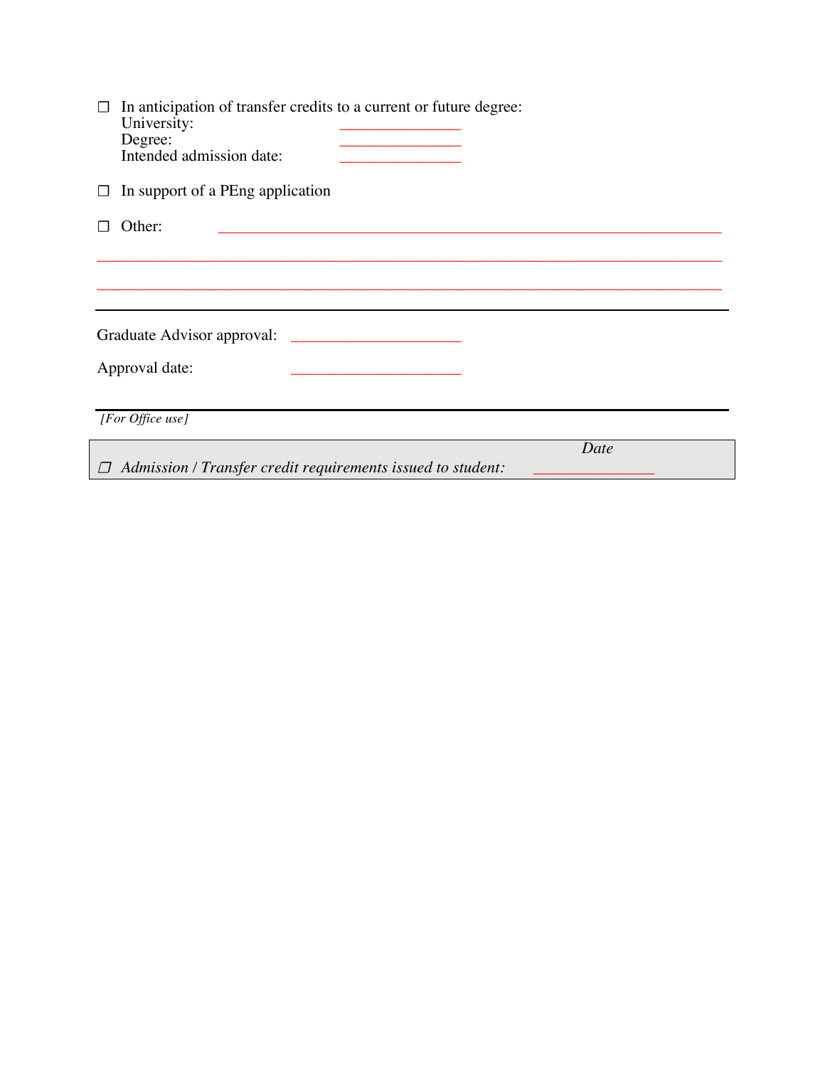☐ In anticipation of transfer credits to a current or future degree:
University: _______________
Degree: _______________
Intended admission date: _______________

☐ In support of a PEng application

☐ Other: _______________________________________________________________

_______________________________________________________________________________

_______________________________________________________________________________

---

Graduate Advisor approval: _____________________

Approval date: _____________________

---

*[For Office use]*

| | Date |
|---|---|
| ☐ *Admission / Transfer credit requirements issued to student:* | _______________ |